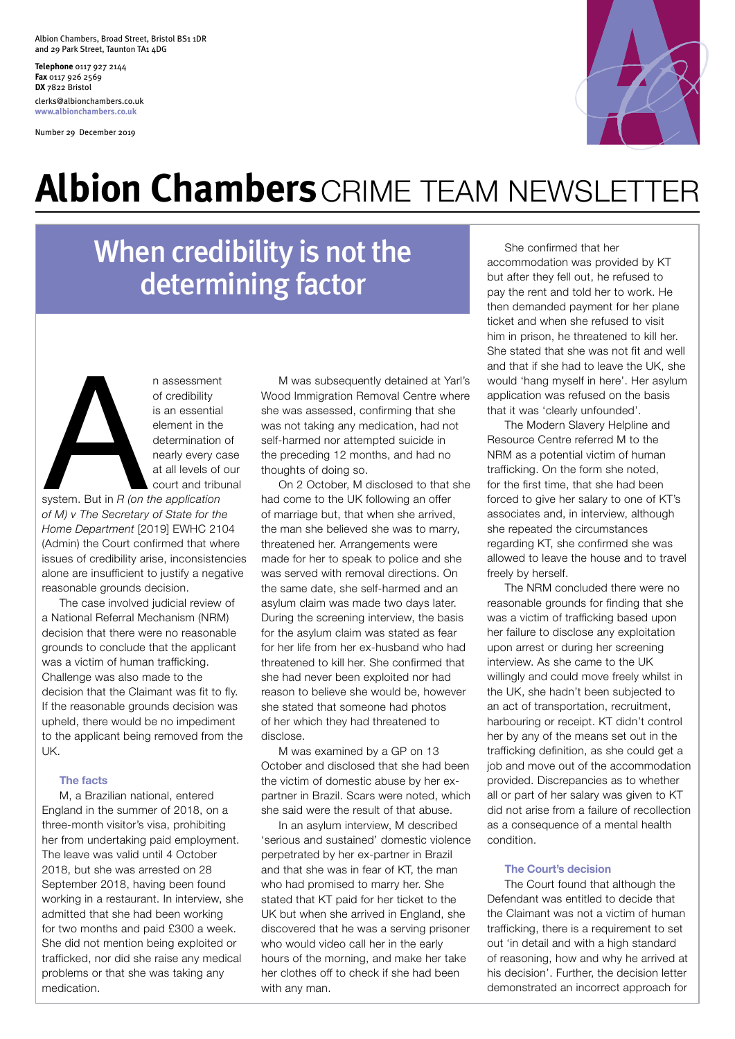Albion Chambers, Broad Street, Bristol BS1 1DR
and 29 Park Street, Taunton TA1 4DG

**Telephone** 0117 927 2144
**Fax** 0117 926 2569
**DX** 7822 Bristol
clerks@albionchambers.co.uk
www.albionchambers.co.uk

Number 29 December 2019

# Albion Chambers CRIME TEAM NEWSLETTER

## When credibility is not the determining factor

An assessment of credibility is an essential element in the determination of nearly every case at all levels of our court and tribunal system. But in *R (on the application of M) v The Secretary of State for the Home Department* [2019] EWHC 2104 (Admin) the Court confirmed that where issues of credibility arise, inconsistencies alone are insufficient to justify a negative reasonable grounds decision.

The case involved judicial review of a National Referral Mechanism (NRM) decision that there were no reasonable grounds to conclude that the applicant was a victim of human trafficking. Challenge was also made to the decision that the Claimant was fit to fly. If the reasonable grounds decision was upheld, there would be no impediment to the applicant being removed from the UK.

### The facts

M, a Brazilian national, entered England in the summer of 2018, on a three-month visitor's visa, prohibiting her from undertaking paid employment. The leave was valid until 4 October 2018, but she was arrested on 28 September 2018, having been found working in a restaurant. In interview, she admitted that she had been working for two months and paid £300 a week. She did not mention being exploited or trafficked, nor did she raise any medical problems or that she was taking any medication.

M was subsequently detained at Yarl's Wood Immigration Removal Centre where she was assessed, confirming that she was not taking any medication, had not self-harmed nor attempted suicide in the preceding 12 months, and had no thoughts of doing so.

On 2 October, M disclosed to that she had come to the UK following an offer of marriage but, that when she arrived, the man she believed she was to marry, threatened her. Arrangements were made for her to speak to police and she was served with removal directions. On the same date, she self-harmed and an asylum claim was made two days later. During the screening interview, the basis for the asylum claim was stated as fear for her life from her ex-husband who had threatened to kill her. She confirmed that she had never been exploited nor had reason to believe she would be, however she stated that someone had photos of her which they had threatened to disclose.

M was examined by a GP on 13 October and disclosed that she had been the victim of domestic abuse by her ex-partner in Brazil. Scars were noted, which she said were the result of that abuse.

In an asylum interview, M described 'serious and sustained' domestic violence perpetrated by her ex-partner in Brazil and that she was in fear of KT, the man who had promised to marry her. She stated that KT paid for her ticket to the UK but when she arrived in England, she discovered that he was a serving prisoner who would video call her in the early hours of the morning, and make her take her clothes off to check if she had been with any man.

She confirmed that her accommodation was provided by KT but after they fell out, he refused to pay the rent and told her to work. He then demanded payment for her plane ticket and when she refused to visit him in prison, he threatened to kill her. She stated that she was not fit and well and that if she had to leave the UK, she would 'hang myself in here'. Her asylum application was refused on the basis that it was 'clearly unfounded'.

The Modern Slavery Helpline and Resource Centre referred M to the NRM as a potential victim of human trafficking. On the form she noted, for the first time, that she had been forced to give her salary to one of KT's associates and, in interview, although she repeated the circumstances regarding KT, she confirmed she was allowed to leave the house and to travel freely by herself.

The NRM concluded there were no reasonable grounds for finding that she was a victim of trafficking based upon her failure to disclose any exploitation upon arrest or during her screening interview. As she came to the UK willingly and could move freely whilst in the UK, she hadn't been subjected to an act of transportation, recruitment, harbouring or receipt. KT didn't control her by any of the means set out in the trafficking definition, as she could get a job and move out of the accommodation provided. Discrepancies as to whether all or part of her salary was given to KT did not arise from a failure of recollection as a consequence of a mental health condition.

### The Court's decision

The Court found that although the Defendant was entitled to decide that the Claimant was not a victim of human trafficking, there is a requirement to set out 'in detail and with a high standard of reasoning, how and why he arrived at his decision'. Further, the decision letter demonstrated an incorrect approach for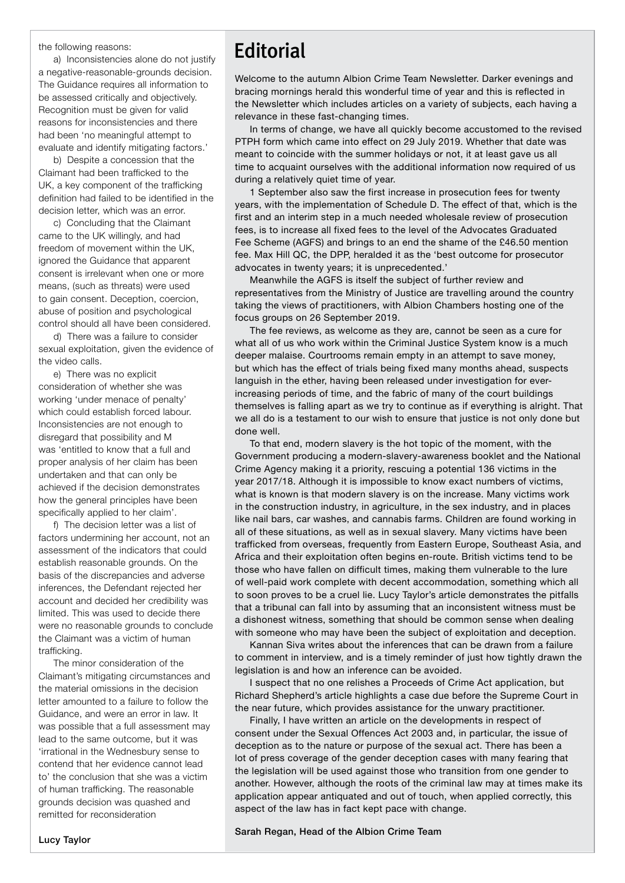the following reasons:

a) Inconsistencies alone do not justify a negative-reasonable-grounds decision. The Guidance requires all information to be assessed critically and objectively. Recognition must be given for valid reasons for inconsistencies and there had been 'no meaningful attempt to evaluate and identify mitigating factors.'

b) Despite a concession that the Claimant had been trafficked to the UK, a key component of the trafficking definition had failed to be identified in the decision letter, which was an error.

c) Concluding that the Claimant came to the UK willingly, and had freedom of movement within the UK, ignored the Guidance that apparent consent is irrelevant when one or more means, (such as threats) were used to gain consent. Deception, coercion, abuse of position and psychological control should all have been considered.

d) There was a failure to consider sexual exploitation, given the evidence of the video calls.

e) There was no explicit consideration of whether she was working 'under menace of penalty' which could establish forced labour. Inconsistencies are not enough to disregard that possibility and M was 'entitled to know that a full and proper analysis of her claim has been undertaken and that can only be achieved if the decision demonstrates how the general principles have been specifically applied to her claim'.

f) The decision letter was a list of factors undermining her account, not an assessment of the indicators that could establish reasonable grounds. On the basis of the discrepancies and adverse inferences, the Defendant rejected her account and decided her credibility was limited. This was used to decide there were no reasonable grounds to conclude the Claimant was a victim of human trafficking.

The minor consideration of the Claimant's mitigating circumstances and the material omissions in the decision letter amounted to a failure to follow the Guidance, and were an error in law. It was possible that a full assessment may lead to the same outcome, but it was 'irrational in the Wednesbury sense to contend that her evidence cannot lead to' the conclusion that she was a victim of human trafficking. The reasonable grounds decision was quashed and remitted for reconsideration

**Lucy Taylor**

# Editorial

Welcome to the autumn Albion Crime Team Newsletter. Darker evenings and bracing mornings herald this wonderful time of year and this is reflected in the Newsletter which includes articles on a variety of subjects, each having a relevance in these fast-changing times.

In terms of change, we have all quickly become accustomed to the revised PTPH form which came into effect on 29 July 2019. Whether that date was meant to coincide with the summer holidays or not, it at least gave us all time to acquaint ourselves with the additional information now required of us during a relatively quiet time of year.

1 September also saw the first increase in prosecution fees for twenty years, with the implementation of Schedule D. The effect of that, which is the first and an interim step in a much needed wholesale review of prosecution fees, is to increase all fixed fees to the level of the Advocates Graduated Fee Scheme (AGFS) and brings to an end the shame of the £46.50 mention fee. Max Hill QC, the DPP, heralded it as the 'best outcome for prosecutor advocates in twenty years; it is unprecedented.'

Meanwhile the AGFS is itself the subject of further review and representatives from the Ministry of Justice are travelling around the country taking the views of practitioners, with Albion Chambers hosting one of the focus groups on 26 September 2019.

The fee reviews, as welcome as they are, cannot be seen as a cure for what all of us who work within the Criminal Justice System know is a much deeper malaise. Courtrooms remain empty in an attempt to save money, but which has the effect of trials being fixed many months ahead, suspects languish in the ether, having been released under investigation for ever-increasing periods of time, and the fabric of many of the court buildings themselves is falling apart as we try to continue as if everything is alright. That we all do is a testament to our wish to ensure that justice is not only done but done well.

To that end, modern slavery is the hot topic of the moment, with the Government producing a modern-slavery-awareness booklet and the National Crime Agency making it a priority, rescuing a potential 136 victims in the year 2017/18. Although it is impossible to know exact numbers of victims, what is known is that modern slavery is on the increase. Many victims work in the construction industry, in agriculture, in the sex industry, and in places like nail bars, car washes, and cannabis farms. Children are found working in all of these situations, as well as in sexual slavery. Many victims have been trafficked from overseas, frequently from Eastern Europe, Southeast Asia, and Africa and their exploitation often begins en-route. British victims tend to be those who have fallen on difficult times, making them vulnerable to the lure of well-paid work complete with decent accommodation, something which all to soon proves to be a cruel lie. Lucy Taylor's article demonstrates the pitfalls that a tribunal can fall into by assuming that an inconsistent witness must be a dishonest witness, something that should be common sense when dealing with someone who may have been the subject of exploitation and deception.

Kannan Siva writes about the inferences that can be drawn from a failure to comment in interview, and is a timely reminder of just how tightly drawn the legislation is and how an inference can be avoided.

I suspect that no one relishes a Proceeds of Crime Act application, but Richard Shepherd's article highlights a case due before the Supreme Court in the near future, which provides assistance for the unwary practitioner.

Finally, I have written an article on the developments in respect of consent under the Sexual Offences Act 2003 and, in particular, the issue of deception as to the nature or purpose of the sexual act. There has been a lot of press coverage of the gender deception cases with many fearing that the legislation will be used against those who transition from one gender to another. However, although the roots of the criminal law may at times make its application appear antiquated and out of touch, when applied correctly, this aspect of the law has in fact kept pace with change.

**Sarah Regan, Head of the Albion Crime Team**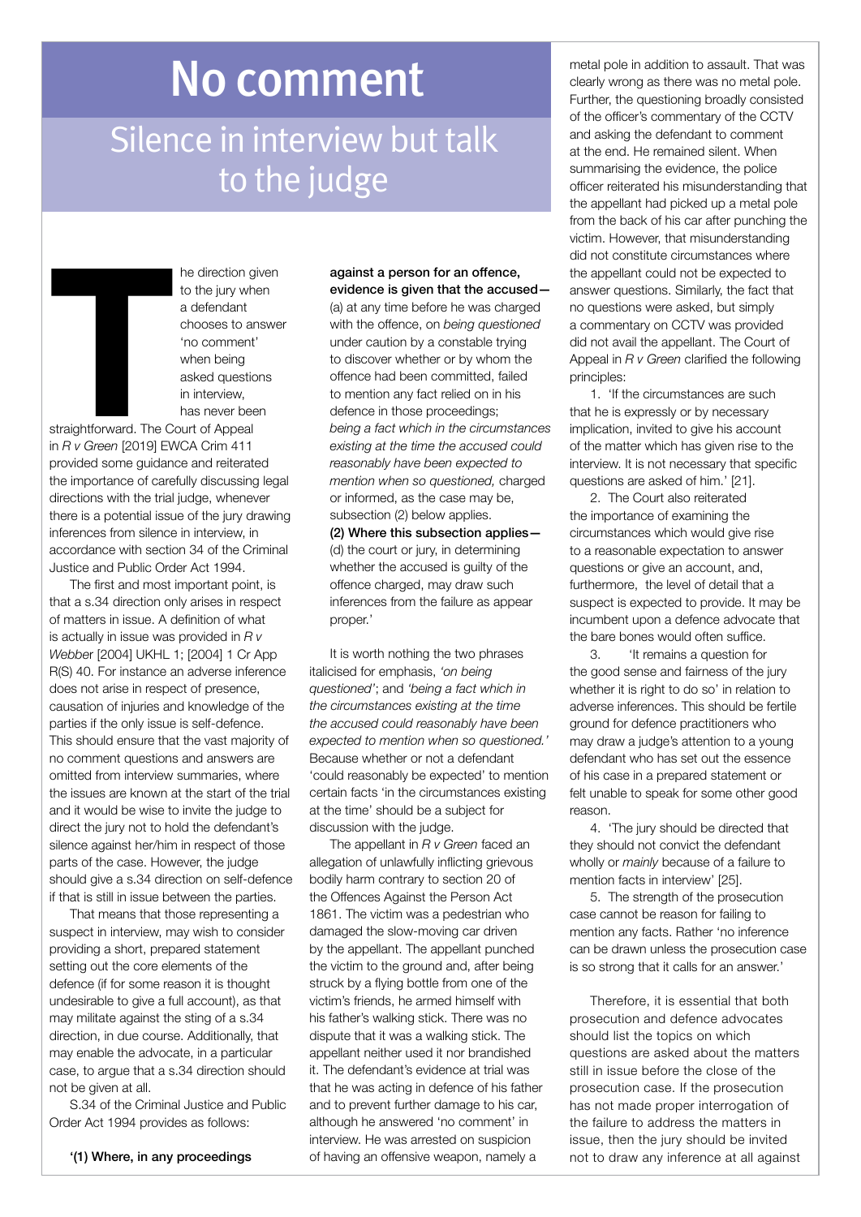# No comment

## Silence in interview but talk to the judge

The direction given to the jury when a defendant chooses to answer 'no comment' when being asked questions in interview, has never been straightforward. The Court of Appeal in *R v Green* [2019] EWCA Crim 411 provided some guidance and reiterated the importance of carefully discussing legal directions with the trial judge, whenever there is a potential issue of the jury drawing inferences from silence in interview, in accordance with section 34 of the Criminal Justice and Public Order Act 1994.

The first and most important point, is that a s.34 direction only arises in respect of matters in issue. A definition of what is actually in issue was provided in *R v Webber* [2004] UKHL 1; [2004] 1 Cr App R(S) 40. For instance an adverse inference does not arise in respect of presence, causation of injuries and knowledge of the parties if the only issue is self-defence. This should ensure that the vast majority of no comment questions and answers are omitted from interview summaries, where the issues are known at the start of the trial and it would be wise to invite the judge to direct the jury not to hold the defendant's silence against her/him in respect of those parts of the case. However, the judge should give a s.34 direction on self-defence if that is still in issue between the parties.

That means that those representing a suspect in interview, may wish to consider providing a short, prepared statement setting out the core elements of the defence (if for some reason it is thought undesirable to give a full account), as that may militate against the sting of a s.34 direction, in due course. Additionally, that may enable the advocate, in a particular case, to argue that a s.34 direction should not be given at all.

S.34 of the Criminal Justice and Public Order Act 1994 provides as follows:

**'(1) Where, in any proceedings against a person for an offence, evidence is given that the accused—**
(a) at any time before he was charged with the offence, on *being questioned* under caution by a constable trying to discover whether or by whom the offence had been committed, failed to mention any fact relied on in his defence in those proceedings; *being a fact which in the circumstances existing at the time the accused could reasonably have been expected to mention when so questioned,* charged or informed, as the case may be, subsection (2) below applies.
**(2) Where this subsection applies—**
(d) the court or jury, in determining whether the accused is guilty of the offence charged, may draw such inferences from the failure as appear proper.'

It is worth nothing the two phrases italicised for emphasis, *'on being questioned'*; and *'being a fact which in the circumstances existing at the time the accused could reasonably have been expected to mention when so questioned.'* Because whether or not a defendant 'could reasonably be expected' to mention certain facts 'in the circumstances existing at the time' should be a subject for discussion with the judge.

The appellant in *R v Green* faced an allegation of unlawfully inflicting grievous bodily harm contrary to section 20 of the Offences Against the Person Act 1861. The victim was a pedestrian who damaged the slow-moving car driven by the appellant. The appellant punched the victim to the ground and, after being struck by a flying bottle from one of the victim's friends, he armed himself with his father's walking stick. There was no dispute that it was a walking stick. The appellant neither used it nor brandished it. The defendant's evidence at trial was that he was acting in defence of his father and to prevent further damage to his car, although he answered 'no comment' in interview. He was arrested on suspicion of having an offensive weapon, namely a metal pole in addition to assault. That was clearly wrong as there was no metal pole. Further, the questioning broadly consisted of the officer's commentary of the CCTV and asking the defendant to comment at the end. He remained silent. When summarising the evidence, the police officer reiterated his misunderstanding that the appellant had picked up a metal pole from the back of his car after punching the victim. However, that misunderstanding did not constitute circumstances where the appellant could not be expected to answer questions. Similarly, the fact that no questions were asked, but simply a commentary on CCTV was provided did not avail the appellant. The Court of Appeal in *R v Green* clarified the following principles:

1. 'If the circumstances are such that he is expressly or by necessary implication, invited to give his account of the matter which has given rise to the interview. It is not necessary that specific questions are asked of him.' [21].
2. The Court also reiterated the importance of examining the circumstances which would give rise to a reasonable expectation to answer questions or give an account, and, furthermore, the level of detail that a suspect is expected to provide. It may be incumbent upon a defence advocate that the bare bones would often suffice.
3. 'It remains a question for the good sense and fairness of the jury whether it is right to do so' in relation to adverse inferences. This should be fertile ground for defence practitioners who may draw a judge's attention to a young defendant who has set out the essence of his case in a prepared statement or felt unable to speak for some other good reason.
4. 'The jury should be directed that they should not convict the defendant wholly or *mainly* because of a failure to mention facts in interview' [25].
5. The strength of the prosecution case cannot be reason for failing to mention any facts. Rather 'no inference can be drawn unless the prosecution case is so strong that it calls for an answer.'

Therefore, it is essential that both prosecution and defence advocates should list the topics on which questions are asked about the matters still in issue before the close of the prosecution case. If the prosecution has not made proper interrogation of the failure to address the matters in issue, then the jury should be invited not to draw any inference at all against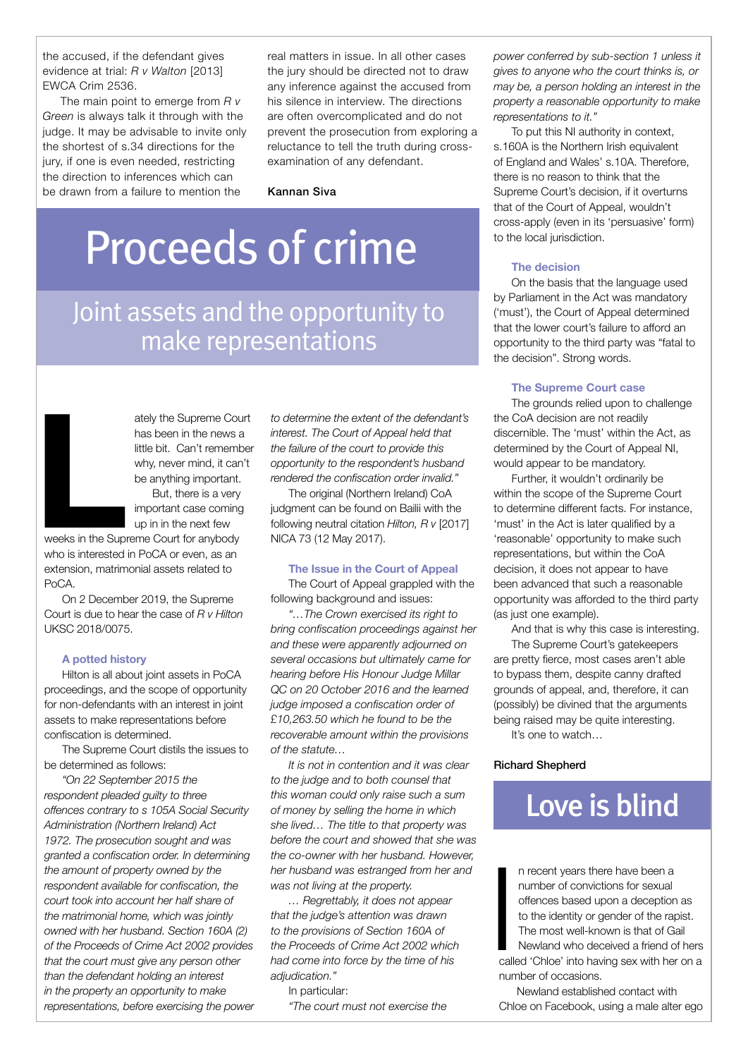the accused, if the defendant gives evidence at trial: *R v Walton* [2013] EWCA Crim 2536.

The main point to emerge from *R v Green* is always talk it through with the judge. It may be advisable to invite only the shortest of s.34 directions for the jury, if one is even needed, restricting the direction to inferences which can be drawn from a failure to mention the real matters in issue. In all other cases the jury should be directed not to draw any inference against the accused from his silence in interview. The directions are often overcomplicated and do not prevent the prosecution from exploring a reluctance to tell the truth during cross-examination of any defendant.

**Kannan Siva**

# Proceeds of crime

## Joint assets and the opportunity to make representations

Lately the Supreme Court has been in the news a little bit. Can't remember why, never mind, it can't be anything important.

But, there is a very important case coming up in in the next few weeks in the Supreme Court for anybody who is interested in PoCA or even, as an extension, matrimonial assets related to PoCA.

On 2 December 2019, the Supreme Court is due to hear the case of *R v Hilton* UKSC 2018/0075.

### A potted history

Hilton is all about joint assets in PoCA proceedings, and the scope of opportunity for non-defendants with an interest in joint assets to make representations before confiscation is determined.

The Supreme Court distils the issues to be determined as follows:

*"On 22 September 2015 the respondent pleaded guilty to three offences contrary to s 105A Social Security Administration (Northern Ireland) Act 1972. The prosecution sought and was granted a confiscation order. In determining the amount of property owned by the respondent available for confiscation, the court took into account her half share of the matrimonial home, which was jointly owned with her husband. Section 160A (2) of the Proceeds of Crime Act 2002 provides that the court must give any person other than the defendant holding an interest in the property an opportunity to make representations, before exercising the power to determine the extent of the defendant's interest. The Court of Appeal held that the failure of the court to provide this opportunity to the respondent's husband rendered the confiscation order invalid."*

The original (Northern Ireland) CoA judgment can be found on Bailii with the following neutral citation *Hilton, R v* [2017] NICA 73 (12 May 2017).

### The Issue in the Court of Appeal

The Court of Appeal grappled with the following background and issues:

*"…The Crown exercised its right to bring confiscation proceedings against her and these were apparently adjourned on several occasions but ultimately came for hearing before His Honour Judge Millar QC on 20 October 2016 and the learned judge imposed a confiscation order of £10,263.50 which he found to be the recoverable amount within the provisions of the statute…*

*It is not in contention and it was clear to the judge and to both counsel that this woman could only raise such a sum of money by selling the home in which she lived… The title to that property was before the court and showed that she was the co-owner with her husband. However, her husband was estranged from her and was not living at the property.*

*… Regrettably, it does not appear that the judge's attention was drawn to the provisions of Section 160A of the Proceeds of Crime Act 2002 which had come into force by the time of his adjudication."*

In particular:

*"The court must not exercise the power conferred by sub-section 1 unless it gives to anyone who the court thinks is, or may be, a person holding an interest in the property a reasonable opportunity to make representations to it."*

To put this NI authority in context, s.160A is the Northern Irish equivalent of England and Wales' s.10A. Therefore, there is no reason to think that the Supreme Court's decision, if it overturns that of the Court of Appeal, wouldn't cross-apply (even in its 'persuasive' form) to the local jurisdiction.

### The decision

On the basis that the language used by Parliament in the Act was mandatory ('must'), the Court of Appeal determined that the lower court's failure to afford an opportunity to the third party was "fatal to the decision". Strong words.

### The Supreme Court case

The grounds relied upon to challenge the CoA decision are not readily discernible. The 'must' within the Act, as determined by the Court of Appeal NI, would appear to be mandatory.

Further, it wouldn't ordinarily be within the scope of the Supreme Court to determine different facts. For instance, 'must' in the Act is later qualified by a 'reasonable' opportunity to make such representations, but within the CoA decision, it does not appear to have been advanced that such a reasonable opportunity was afforded to the third party (as just one example).

And that is why this case is interesting.

The Supreme Court's gatekeepers are pretty fierce, most cases aren't able to bypass them, despite canny drafted grounds of appeal, and, therefore, it can (possibly) be divined that the arguments being raised may be quite interesting.

It's one to watch…

**Richard Shepherd**

# Love is blind

In recent years there have been a number of convictions for sexual offences based upon a deception as to the identity or gender of the rapist. The most well-known is that of Gail Newland who deceived a friend of hers called 'Chloe' into having sex with her on a number of occasions.

Newland established contact with Chloe on Facebook, using a male alter ego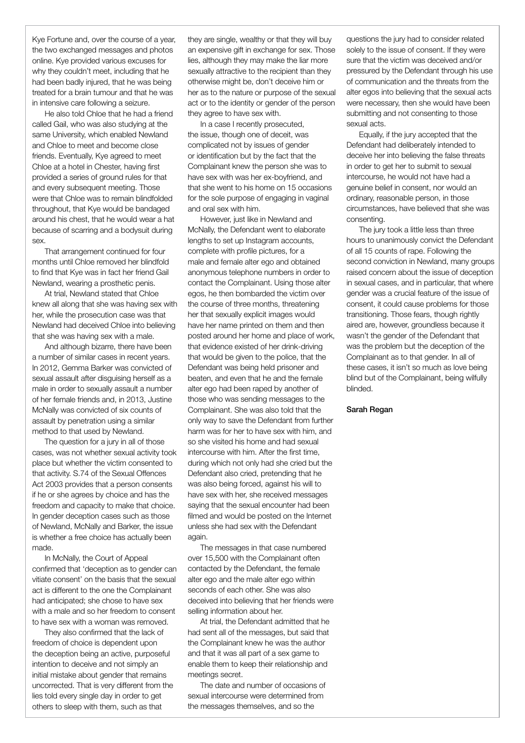Kye Fortune and, over the course of a year, the two exchanged messages and photos online. Kye provided various excuses for why they couldn't meet, including that he had been badly injured, that he was being treated for a brain tumour and that he was in intensive care following a seizure.

He also told Chloe that he had a friend called Gail, who was also studying at the same University, which enabled Newland and Chloe to meet and become close friends. Eventually, Kye agreed to meet Chloe at a hotel in Chester, having first provided a series of ground rules for that and every subsequent meeting. Those were that Chloe was to remain blindfolded throughout, that Kye would be bandaged around his chest, that he would wear a hat because of scarring and a bodysuit during sex.

That arrangement continued for four months until Chloe removed her blindfold to find that Kye was in fact her friend Gail Newland, wearing a prosthetic penis.

At trial, Newland stated that Chloe knew all along that she was having sex with her, while the prosecution case was that Newland had deceived Chloe into believing that she was having sex with a male.

And although bizarre, there have been a number of similar cases in recent years. In 2012, Gemma Barker was convicted of sexual assault after disguising herself as a male in order to sexually assault a number of her female friends and, in 2013, Justine McNally was convicted of six counts of assault by penetration using a similar method to that used by Newland.

The question for a jury in all of those cases, was not whether sexual activity took place but whether the victim consented to that activity. S.74 of the Sexual Offences Act 2003 provides that a person consents if he or she agrees by choice and has the freedom and capacity to make that choice. In gender deception cases such as those of Newland, McNally and Barker, the issue is whether a free choice has actually been made.

In McNally, the Court of Appeal confirmed that 'deception as to gender can vitiate consent' on the basis that the sexual act is different to the one the Complainant had anticipated; she chose to have sex with a male and so her freedom to consent to have sex with a woman was removed.

They also confirmed that the lack of freedom of choice is dependent upon the deception being an active, purposeful intention to deceive and not simply an initial mistake about gender that remains uncorrected. That is very different from the lies told every single day in order to get others to sleep with them, such as that they are single, wealthy or that they will buy an expensive gift in exchange for sex. Those lies, although they may make the liar more sexually attractive to the recipient than they otherwise might be, don't deceive him or her as to the nature or purpose of the sexual act or to the identity or gender of the person they agree to have sex with.

In a case I recently prosecuted, the issue, though one of deceit, was complicated not by issues of gender or identification but by the fact that the Complainant knew the person she was to have sex with was her ex-boyfriend, and that she went to his home on 15 occasions for the sole purpose of engaging in vaginal and oral sex with him.

However, just like in Newland and McNally, the Defendant went to elaborate lengths to set up Instagram accounts, complete with profile pictures, for a male and female alter ego and obtained anonymous telephone numbers in order to contact the Complainant. Using those alter egos, he then bombarded the victim over the course of three months, threatening her that sexually explicit images would have her name printed on them and then posted around her home and place of work, that evidence existed of her drink-driving that would be given to the police, that the Defendant was being held prisoner and beaten, and even that he and the female alter ego had been raped by another of those who was sending messages to the Complainant. She was also told that the only way to save the Defendant from further harm was for her to have sex with him, and so she visited his home and had sexual intercourse with him. After the first time, during which not only had she cried but the Defendant also cried, pretending that he was also being forced, against his will to have sex with her, she received messages saying that the sexual encounter had been filmed and would be posted on the Internet unless she had sex with the Defendant again.

The messages in that case numbered over 15,500 with the Complainant often contacted by the Defendant, the female alter ego and the male alter ego within seconds of each other. She was also deceived into believing that her friends were selling information about her.

At trial, the Defendant admitted that he had sent all of the messages, but said that the Complainant knew he was the author and that it was all part of a sex game to enable them to keep their relationship and meetings secret.

The date and number of occasions of sexual intercourse were determined from the messages themselves, and so the questions the jury had to consider related solely to the issue of consent. If they were sure that the victim was deceived and/or pressured by the Defendant through his use of communication and the threats from the alter egos into believing that the sexual acts were necessary, then she would have been submitting and not consenting to those sexual acts.

Equally, if the jury accepted that the Defendant had deliberately intended to deceive her into believing the false threats in order to get her to submit to sexual intercourse, he would not have had a genuine belief in consent, nor would an ordinary, reasonable person, in those circumstances, have believed that she was consenting.

The jury took a little less than three hours to unanimously convict the Defendant of all 15 counts of rape. Following the second conviction in Newland, many groups raised concern about the issue of deception in sexual cases, and in particular, that where gender was a crucial feature of the issue of consent, it could cause problems for those transitioning. Those fears, though rightly aired are, however, groundless because it wasn't the gender of the Defendant that was the problem but the deception of the Complainant as to that gender. In all of these cases, it isn't so much as love being blind but of the Complainant, being wilfully blinded.

**Sarah Regan**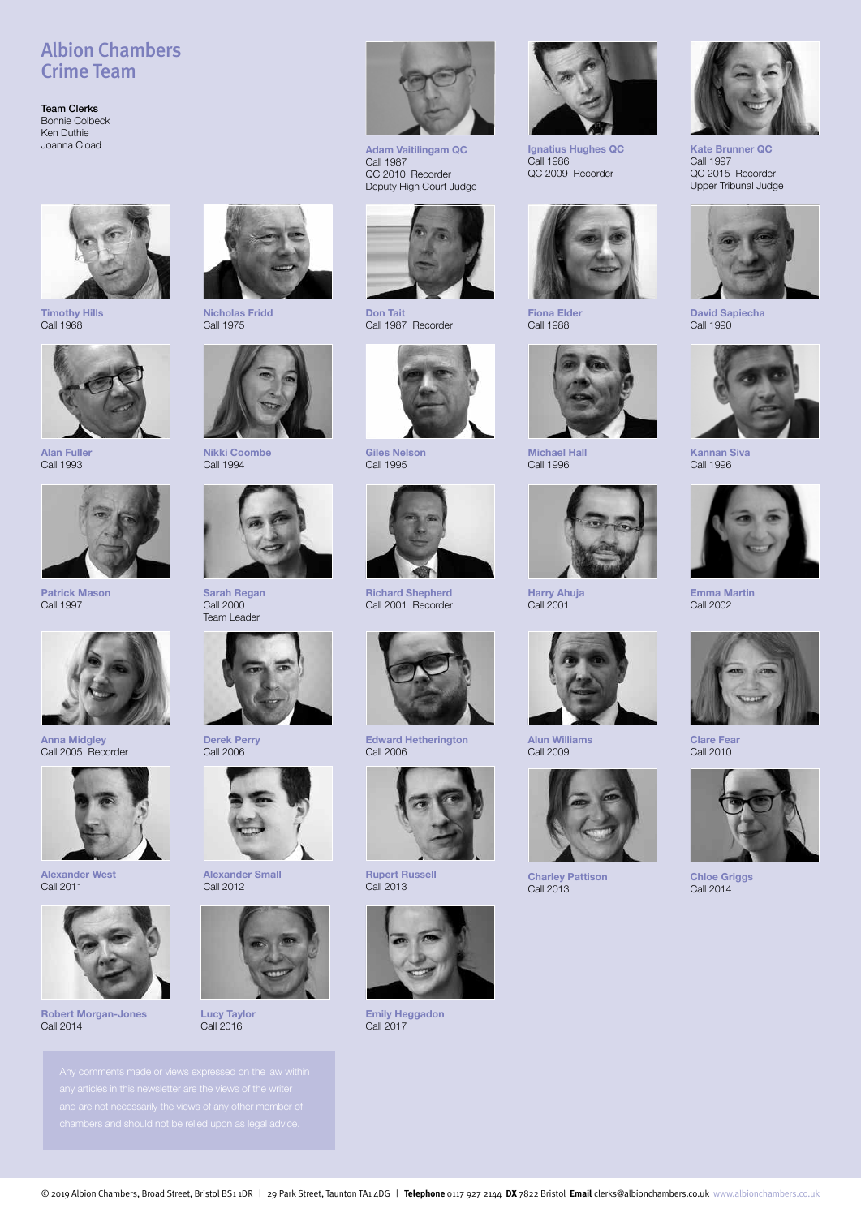# Albion Chambers Crime Team

**Team Clerks**
Bonnie Colbeck
Ken Duthie
Joanna Cload

**Adam Vaitilingam QC**
Call 1987
QC 2010 Recorder
Deputy High Court Judge

**Ignatius Hughes QC**
Call 1986
QC 2009 Recorder

**Kate Brunner QC**
Call 1997
QC 2015 Recorder
Upper Tribunal Judge

**Timothy Hills**
Call 1968

**Nicholas Fridd**
Call 1975

**Don Tait**
Call 1987 Recorder

**Fiona Elder**
Call 1988

**David Sapiecha**
Call 1990

**Alan Fuller**
Call 1993

**Nikki Coombe**
Call 1994

**Giles Nelson**
Call 1995

**Michael Hall**
Call 1996

**Kannan Siva**
Call 1996

**Patrick Mason**
Call 1997

**Sarah Regan**
Call 2000
Team Leader

**Richard Shepherd**
Call 2001 Recorder

**Harry Ahuja**
Call 2001

**Emma Martin**
Call 2002

**Anna Midgley**
Call 2005 Recorder

**Derek Perry**
Call 2006

**Edward Hetherington**
Call 2006

**Alun Williams**
Call 2009

**Clare Fear**
Call 2010

**Alexander West**
Call 2011

**Alexander Small**
Call 2012

**Rupert Russell**
Call 2013

**Charley Pattison**
Call 2013

**Chloe Griggs**
Call 2014

**Robert Morgan-Jones**
Call 2014

**Lucy Taylor**
Call 2016

**Emily Heggadon**
Call 2017

Any comments made or views expressed on the law within any articles in this newsletter are the views of the writer and are not necessarily the views of any other member of chambers and should not be relied upon as legal advice.

© 2019 Albion Chambers, Broad Street, Bristol BS1 1DR | 29 Park Street, Taunton TA1 4DG | **Telephone** 0117 927 2144 **DX** 7822 Bristol **Email** clerks@albionchambers.co.uk www.albionchambers.co.uk